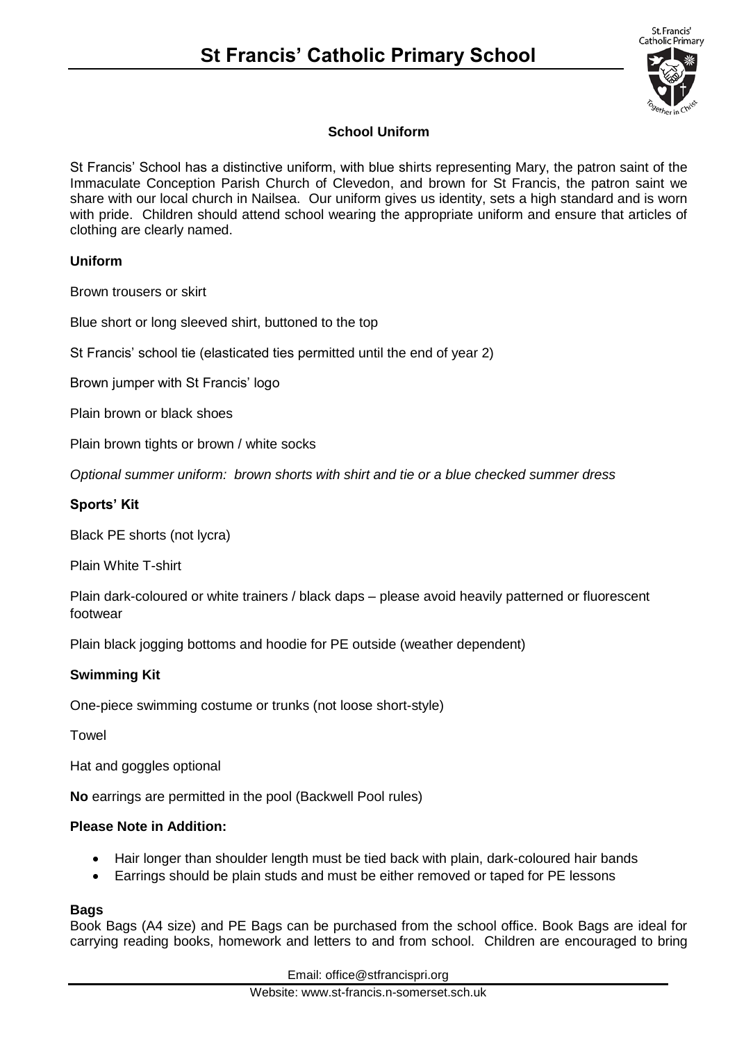# St Francis' Catholic Primary School

### School Uniform

St Francis' School has a distinctive uniform, with blue shirts representing Mary, the patron saint of the Immaculate Conception Parish Church of Clevedon, and brown for St Francis, the patron saint we share with our local church in Nailsea. Our uniform gives us identity, sets a high standard and is worn with pride. Children should attend school wearing the appropriate uniform and ensure that articles of clothing are clearly named.

**Uniform**

Brown trousers or skirt

Blue short or long sleeved shirt, buttoned to the top

St Francis' school tie (elasticated ties permitted until the end of year 2)

Brown jumper with St Francis' logo

Plain brown or black shoes

Plain brown tights or brown / white socks

*Optional summer uniform: brown shorts with shirt and tie or a blue checked summer dress*

**Sports' Kit**

Black PE shorts (not lycra)

Plain White T-shirt

Plain dark-coloured or white trainers / black daps – please avoid heavily patterned or fluorescent footwear

Plain black jogging bottoms and hoodie for PE outside (weather dependent)

**Swimming Kit**

One-piece swimming costume or trunks (not loose short-style)

Towel

Hat and goggles optional

**No** earrings are permitted in the pool (Backwell Pool rules)

**Please Note in Addition:**

- Hair longer than shoulder length must be tied back with plain, dark-coloured hair bands
- Earrings should be plain studs and must be either removed or taped for PE lessons

**Bags**

Book Bags (A4 size) and PE Bags can be purchased from the school office. Book Bags are ideal for carrying reading books, homework and letters to and from school. Children are encouraged to bring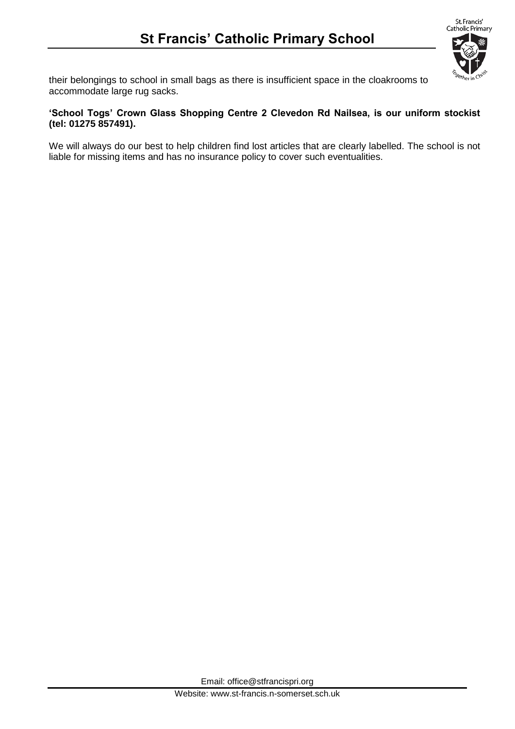their belongings to school in small bags as there is insufficient space in the cloakrooms to accommodate large rug sacks.

**'School Togs' Crown Glass Shopping Centre 2 Clevedon Rd Nailsea, is our uniform stockist (tel: 01275 857491).**

We will always do our best to help children find lost articles that are clearly labelled. The school is not liable for missing items and has no insurance policy to cover such eventualities.